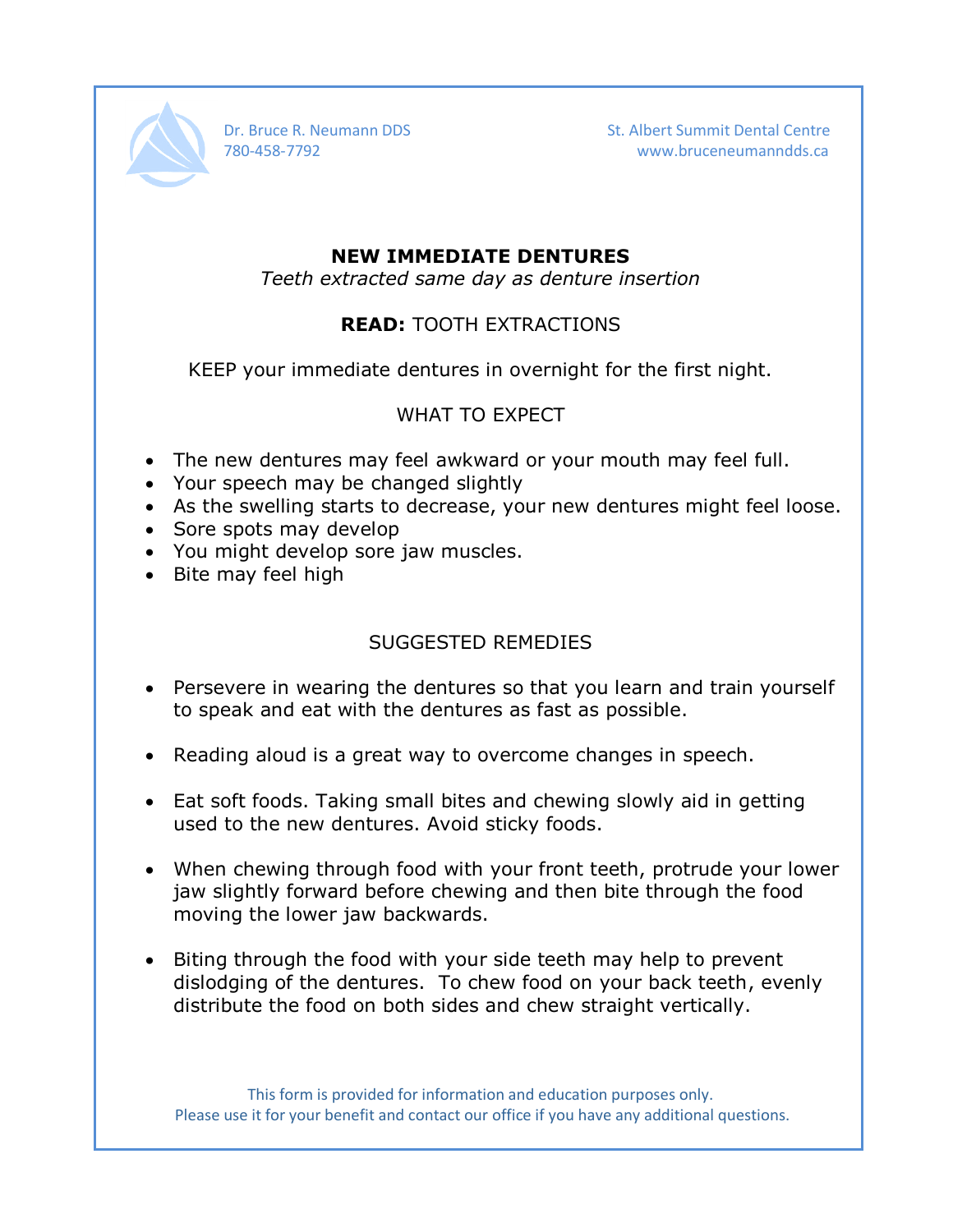Dr. Bruce R. Neumann DDS
780-458-7792

St. Albert Summit Dental Centre
www.bruceneumanndds.ca

# NEW IMMEDIATE DENTURES

*Teeth extracted same day as denture insertion*

**READ:** TOOTH EXTRACTIONS

KEEP your immediate dentures in overnight for the first night.

## WHAT TO EXPECT

- The new dentures may feel awkward or your mouth may feel full.
- Your speech may be changed slightly
- As the swelling starts to decrease, your new dentures might feel loose.
- Sore spots may develop
- You might develop sore jaw muscles.
- Bite may feel high

## SUGGESTED REMEDIES

- Persevere in wearing the dentures so that you learn and train yourself to speak and eat with the dentures as fast as possible.

- Reading aloud is a great way to overcome changes in speech.

- Eat soft foods. Taking small bites and chewing slowly aid in getting used to the new dentures. Avoid sticky foods.

- When chewing through food with your front teeth, protrude your lower jaw slightly forward before chewing and then bite through the food moving the lower jaw backwards.

- Biting through the food with your side teeth may help to prevent dislodging of the dentures. To chew food on your back teeth, evenly distribute the food on both sides and chew straight vertically.

This form is provided for information and education purposes only.
Please use it for your benefit and contact our office if you have any additional questions.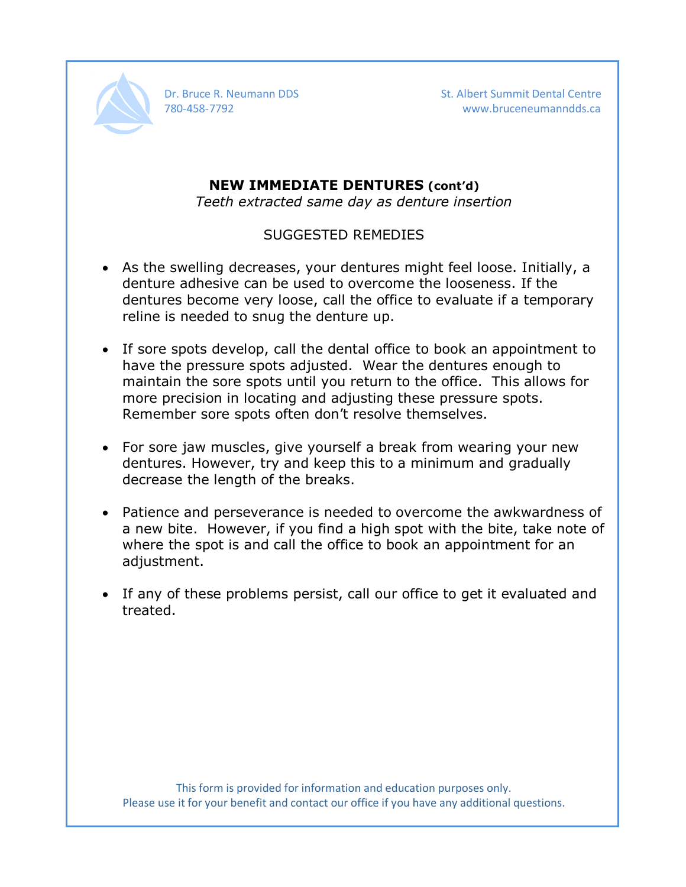Dr. Bruce R. Neumann DDS
780-458-7792

St. Albert Summit Dental Centre
www.bruceneumanndds.ca

## NEW IMMEDIATE DENTURES (cont'd)

*Teeth extracted same day as denture insertion*

### SUGGESTED REMEDIES

- As the swelling decreases, your dentures might feel loose. Initially, a denture adhesive can be used to overcome the looseness. If the dentures become very loose, call the office to evaluate if a temporary reline is needed to snug the denture up.

- If sore spots develop, call the dental office to book an appointment to have the pressure spots adjusted. Wear the dentures enough to maintain the sore spots until you return to the office. This allows for more precision in locating and adjusting these pressure spots. Remember sore spots often don't resolve themselves.

- For sore jaw muscles, give yourself a break from wearing your new dentures. However, try and keep this to a minimum and gradually decrease the length of the breaks.

- Patience and perseverance is needed to overcome the awkwardness of a new bite. However, if you find a high spot with the bite, take note of where the spot is and call the office to book an appointment for an adjustment.

- If any of these problems persist, call our office to get it evaluated and treated.

This form is provided for information and education purposes only.
Please use it for your benefit and contact our office if you have any additional questions.